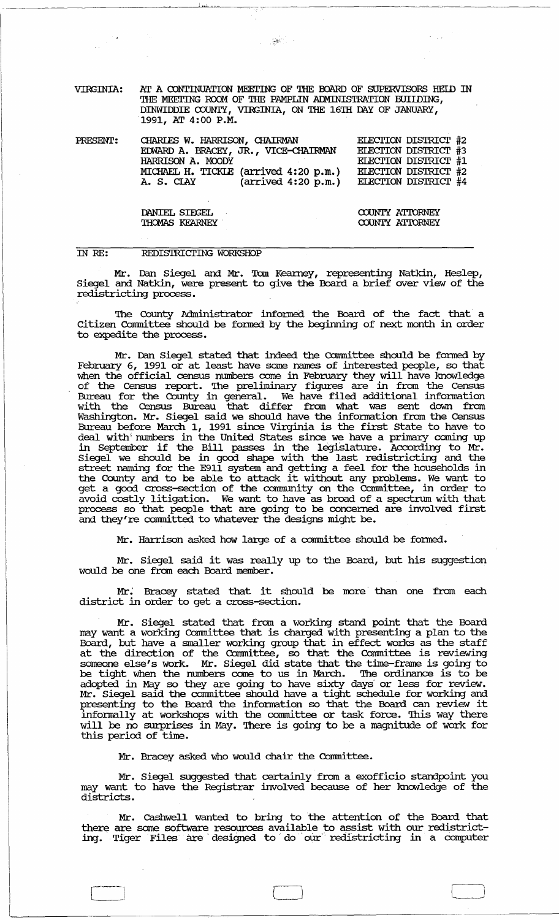VIRGINIA: AT A CONTINUATION MEETING OF THE BOARD OF SUPERVISORS HELD IN THE MEETING ROOM OF THE PAMPLIN ADMINISTRATION BUILDING, DINWIDDIE COUNTY, VIRGINIA, ON THE 16TH DAY OF JANUARY, 1991, AT 4:00 P.M.

| PRESENT: | | |
|---|---|---|
| | CHARLES W. HARRISON, CHAIRMAN | ELECTION DISTRICT #2 |
| | EDWARD A. BRACEY, JR., VICE-CHAIRMAN | ELECTION DISTRICT #3 |
| | HARRISON A. MOODY | ELECTION DISTRICT #1 |
| | MICHAEL H. TICKLE (arrived 4:20 p.m.) | ELECTION DISTRICT #2 |
| | A. S. CLAY (arrived 4:20 p.m.) | ELECTION DISTRICT #4 |
| | | |
| | DANIEL SIEGEL | COUNTY ATTORNEY |
| | THOMAS KEARNEY | COUNTY ATTORNEY |

IN RE: REDISTRICTING WORKSHOP

Mr. Dan Siegel and Mr. Tom Kearney, representing Natkin, Heslep, Siegel and Natkin, were present to give the Board a brief over view of the redistricting process.

The County Administrator informed the Board of the fact that a Citizen Committee should be formed by the beginning of next month in order to expedite the process.

Mr. Dan Siegel stated that indeed the Committee should be formed by February 6, 1991 or at least have some names of interested people, so that when the official census numbers come in February they will have knowledge of the Census report. The preliminary figures are in from the Census Bureau for the County in general. We have filed additional information with the Census Bureau that differ from what was sent down from Washington. Mr. Siegel said we should have the information from the Census Bureau before March 1, 1991 since Virginia is the first State to have to deal with numbers in the United States since we have a primary coming up in September if the Bill passes in the legislature. According to Mr. Siegel we should be in good shape with the last redistricting and the street naming for the E911 system and getting a feel for the households in the County and to be able to attack it without any problems. We want to get a good cross-section of the community on the Committee, in order to avoid costly litigation. We want to have as broad of a spectrum with that process so that people that are going to be concerned are involved first and they're committed to whatever the designs might be.

Mr. Harrison asked how large of a committee should be formed.

Mr. Siegel said it was really up to the Board, but his suggestion would be one from each Board member.

Mr. Bracey stated that it should be more than one from each district in order to get a cross-section.

Mr. Siegel stated that from a working stand point that the Board may want a working Committee that is charged with presenting a plan to the Board, but have a smaller working group that in effect works as the staff at the direction of the Committee, so that the Committee is reviewing someone else's work. Mr. Siegel did state that the time-frame is going to be tight when the numbers come to us in March. The ordinance is to be adopted in May so they are going to have sixty days or less for review. Mr. Siegel said the committee should have a tight schedule for working and presenting to the Board the information so that the Board can review it informally at workshops with the committee or task force. This way there will be no surprises in May. There is going to be a magnitude of work for this period of time.

Mr. Bracey asked who would chair the Committee.

Mr. Siegel suggested that certainly from a exofficio standpoint you may want to have the Registrar involved because of her knowledge of the districts.

Mr. Cashwell wanted to bring to the attention of the Board that there are some software resources available to assist with our redistricting. Tiger Files are designed to do our redistricting in a computer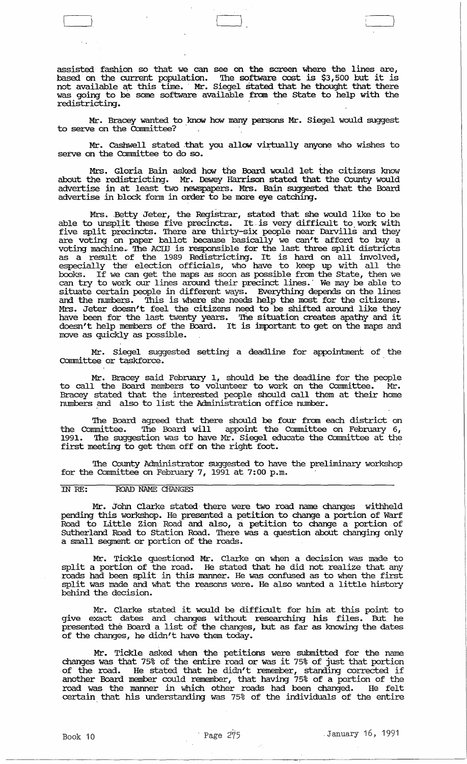assisted fashion so that we can see on the screen where the lines are, based on the current population. The software cost is $3,500 but it is not available at this time. Mr. Siegel stated that he thought that there was going to be some software available from the State to help with the redistricting.

Mr. Bracey wanted to know how many persons Mr. Siegel would suggest to serve on the Committee?

Mr. Cashwell stated that you allow virtually anyone who wishes to serve on the Committee to do so.

Mrs. Gloria Bain asked how the Board would let the citizens know about the redistricting. Mr. Dewey Harrison stated that the County would advertise in at least two newspapers. Mrs. Bain suggested that the Board advertise in block form in order to be more eye catching.

Mrs. Betty Jeter, the Registrar, stated that she would like to be able to unsplit these five precincts. It is very difficult to work with five split precincts. There are thirty-six people near Darvills and they are voting on paper ballot because basically we can't afford to buy a voting machine. The ACLU is responsible for the last three split districts as a result of the 1989 Redistricting. It is hard on all involved, especially the election officials, who have to keep up with all the books. If we can get the maps as soon as possible from the State, then we can try to work our lines around their precinct lines. We may be able to situate certain people in different ways. Everything depends on the lines and the numbers. This is where she needs help the most for the citizens. Mrs. Jeter doesn't feel the citizens need to be shifted around like they have been for the last twenty years. The situation creates apathy and it doesn't help members of the Board. It is important to get on the maps and move as quickly as possible.

Mr. Siegel suggested setting a deadline for appointment of the Committee or taskforce.

Mr. Bracey said February 1, should be the deadline for the people to call the Board members to volunteer to work on the Committee. Mr. Bracey stated that the interested people should call them at their home numbers and also to list the Administration office number.

The Board agreed that there should be four from each district on the Committee. The Board will appoint the Committee on February 6, 1991. The suggestion was to have Mr. Siegel educate the Committee at the first meeting to get them off on the right foot.

The County Administrator suggested to have the preliminary workshop for the Committee on February 7, 1991 at 7:00 p.m.

IN RE: ROAD NAME CHANGES

Mr. John Clarke stated there were two road name changes withheld pending this workshop. He presented a petition to change a portion of Warf Road to Little Zion Road and also, a petition to change a portion of Sutherland Road to Station Road. There was a question about changing only a small segment or portion of the roads.

Mr. Tickle questioned Mr. Clarke on when a decision was made to split a portion of the road. He stated that he did not realize that any roads had been split in this manner. He was confused as to when the first split was made and what the reasons were. He also wanted a little history behind the decision.

Mr. Clarke stated it would be difficult for him at this point to give exact dates and changes without researching his files. But he presented the Board a list of the changes, but as far as knowing the dates of the changes, he didn't have them today.

Mr. Tickle asked when the petitions were submitted for the name changes was that 75% of the entire road or was it 75% of just that portion of the road. He stated that he didn't remember, standing corrected if another Board member could remember, that having 75% of a portion of the road was the manner in which other roads had been changed. He felt certain that his understanding was 75% of the individuals of the entire

Book 10 Page 275 January 16, 1991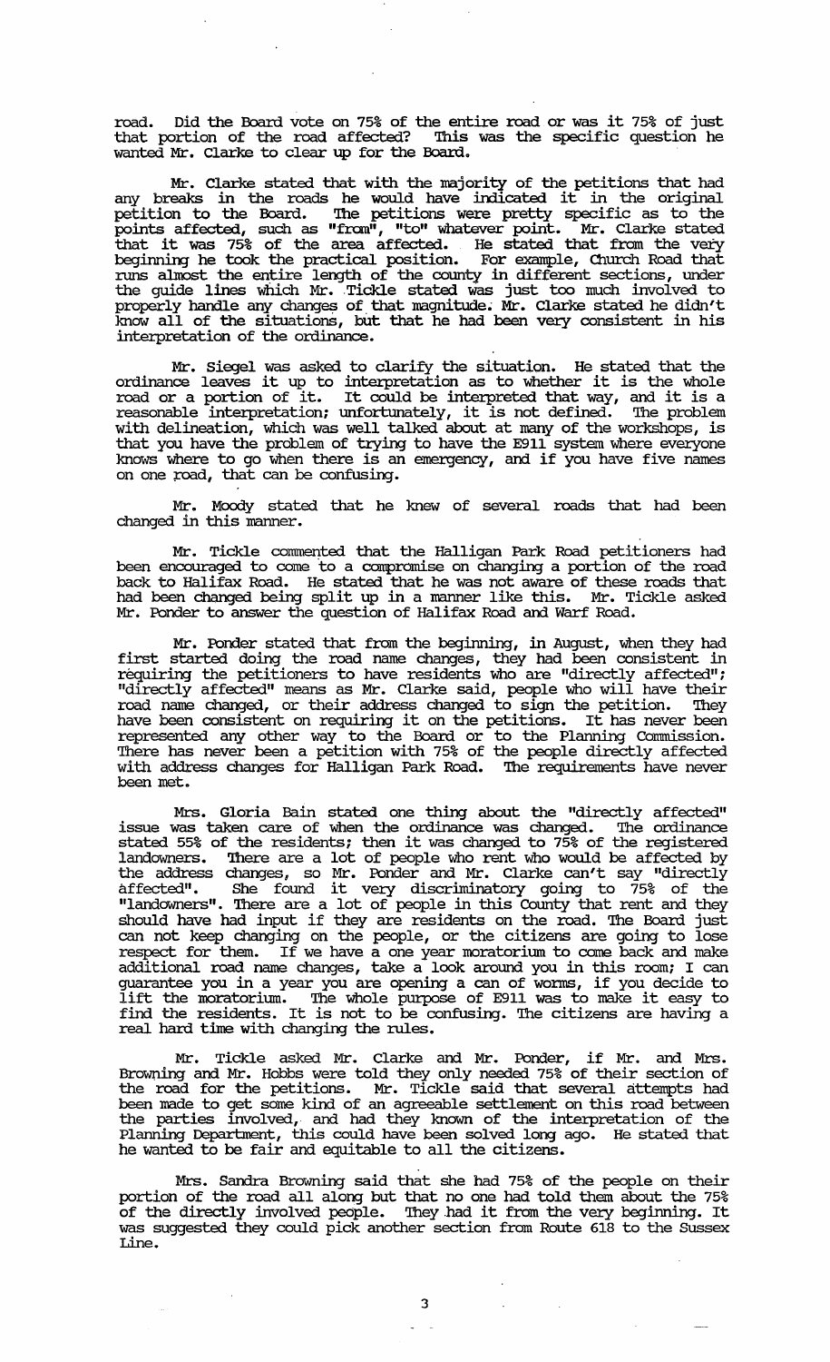road. Did the Board vote on 75% of the entire road or was it 75% of just that portion of the road affected? This was the specific question he wanted Mr. Clarke to clear up for the Board.

Mr. Clarke stated that with the majority of the petitions that had any breaks in the roads he would have indicated it in the original petition to the Board. The petitions were pretty specific as to the points affected, such as "from", "to" whatever point. Mr. Clarke stated that it was 75% of the area affected. He stated that from the very beginning he took the practical position. For example, Church Road that runs almost the entire length of the county in different sections, under the guide lines which Mr. Tickle stated was just too much involved to properly handle any changes of that magnitude. Mr. Clarke stated he didn't know all of the situations, but that he had been very consistent in his interpretation of the ordinance.

Mr. Siegel was asked to clarify the situation. He stated that the ordinance leaves it up to interpretation as to whether it is the whole road or a portion of it. It could be interpreted that way, and it is a reasonable interpretation; unfortunately, it is not defined. The problem with delineation, which was well talked about at many of the workshops, is that you have the problem of trying to have the E911 system where everyone knows where to go when there is an emergency, and if you have five names on one road, that can be confusing.

Mr. Moody stated that he knew of several roads that had been changed in this manner.

Mr. Tickle commented that the Halligan Park Road petitioners had been encouraged to come to a compromise on changing a portion of the road back to Halifax Road. He stated that he was not aware of these roads that had been changed being split up in a manner like this. Mr. Tickle asked Mr. Ponder to answer the question of Halifax Road and Warf Road.

Mr. Ponder stated that from the beginning, in August, when they had first started doing the road name changes, they had been consistent in requiring the petitioners to have residents who are "directly affected"; "directly affected" means as Mr. Clarke said, people who will have their road name changed, or their address changed to sign the petition. They have been consistent on requiring it on the petitions. It has never been represented any other way to the Board or to the Planning Commission. There has never been a petition with 75% of the people directly affected with address changes for Halligan Park Road. The requirements have never been met.

Mrs. Gloria Bain stated one thing about the "directly affected" issue was taken care of when the ordinance was changed. The ordinance stated 55% of the residents; then it was changed to 75% of the registered landowners. There are a lot of people who rent who would be affected by the address changes, so Mr. Ponder and Mr. Clarke can't say "directly affected". She found it very discriminatory going to 75% of the "landowners". There are a lot of people in this County that rent and they should have had input if they are residents on the road. The Board just can not keep changing on the people, or the citizens are going to lose respect for them. If we have a one year moratorium to come back and make additional road name changes, take a look around you in this room; I can guarantee you in a year you are opening a can of worms, if you decide to lift the moratorium. The whole purpose of E911 was to make it easy to find the residents. It is not to be confusing. The citizens are having a real hard time with changing the rules.

Mr. Tickle asked Mr. Clarke and Mr. Ponder, if Mr. and Mrs. Browning and Mr. Hobbs were told they only needed 75% of their section of the road for the petitions. Mr. Tickle said that several attempts had been made to get some kind of an agreeable settlement on this road between the parties involved, and had they known of the interpretation of the Planning Department, this could have been solved long ago. He stated that he wanted to be fair and equitable to all the citizens.

Mrs. Sandra Browning said that she had 75% of the people on their portion of the road all along but that no one had told them about the 75% of the directly involved people. They had it from the very beginning. It was suggested they could pick another section from Route 618 to the Sussex Line.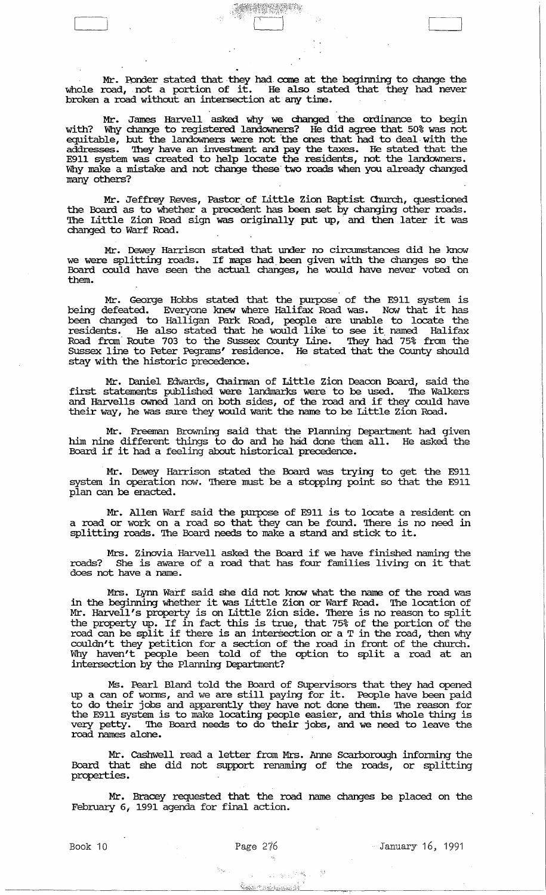Mr. Ponder stated that they had come at the beginning to change the whole road, not a portion of it. He also stated that they had never broken a road without an intersection at any time.

Mr. James Harvell asked why we changed the ordinance to begin with? Why change to registered landowners? He did agree that 50% was not equitable, but the landowners were not the ones that had to deal with the addresses. They have an investment and pay the taxes. He stated that the E911 system was created to help locate the residents, not the landowners. Why make a mistake and not change these two roads when you already changed many others?

Mr. Jeffrey Reves, Pastor of Little Zion Baptist Church, questioned the Board as to whether a precedent has been set by changing other roads. The Little Zion Road sign was originally put up, and then later it was changed to Warf Road.

Mr. Dewey Harrison stated that under no circumstances did he know we were splitting roads. If maps had been given with the changes so the Board could have seen the actual changes, he would have never voted on them.

Mr. George Hobbs stated that the purpose of the E911 system is being defeated. Everyone knew where Halifax Road was. Now that it has been changed to Halligan Park Road, people are unable to locate the residents. He also stated that he would like to see it named Halifax Road from Route 703 to the Sussex County Line. They had 75% from the Sussex line to Peter Pegrams' residence. He stated that the County should stay with the historic precedence.

Mr. Daniel Edwards, Chairman of Little Zion Deacon Board, said the first statements published were landmarks were to be used. The Walkers and Harvells owned land on both sides, of the road and if they could have their way, he was sure they would want the name to be Little Zion Road.

Mr. Freeman Browning said that the Planning Department had given him nine different things to do and he had done them all. He asked the Board if it had a feeling about historical precedence.

Mr. Dewey Harrison stated the Board was trying to get the E911 system in operation now. There must be a stopping point so that the E911 plan can be enacted.

Mr. Allen Warf said the purpose of E911 is to locate a resident on a road or work on a road so that they can be found. There is no need in splitting roads. The Board needs to make a stand and stick to it.

Mrs. Zinovia Harvell asked the Board if we have finished naming the roads? She is aware of a road that has four families living on it that does not have a name.

Mrs. Lynn Warf said she did not know what the name of the road was in the beginning whether it was Little Zion or Warf Road. The location of Mr. Harvell's property is on Little Zion side. There is no reason to split the property up. If in fact this is true, that 75% of the portion of the road can be split if there is an intersection or a T in the road, then why couldn't they petition for a section of the road in front of the church. Why haven't people been told of the option to split a road at an intersection by the Planning Department?

Ms. Pearl Bland told the Board of Supervisors that they had opened up a can of worms, and we are still paying for it. People have been paid to do their jobs and apparently they have not done them. The reason for the E911 system is to make locating people easier, and this whole thing is very petty. The Board needs to do their jobs, and we need to leave the road names alone.

Mr. Cashwell read a letter from Mrs. Anne Scarborough informing the Board that she did not support renaming of the roads, or splitting properties.

Mr. Bracey requested that the road name changes be placed on the February 6, 1991 agenda for final action.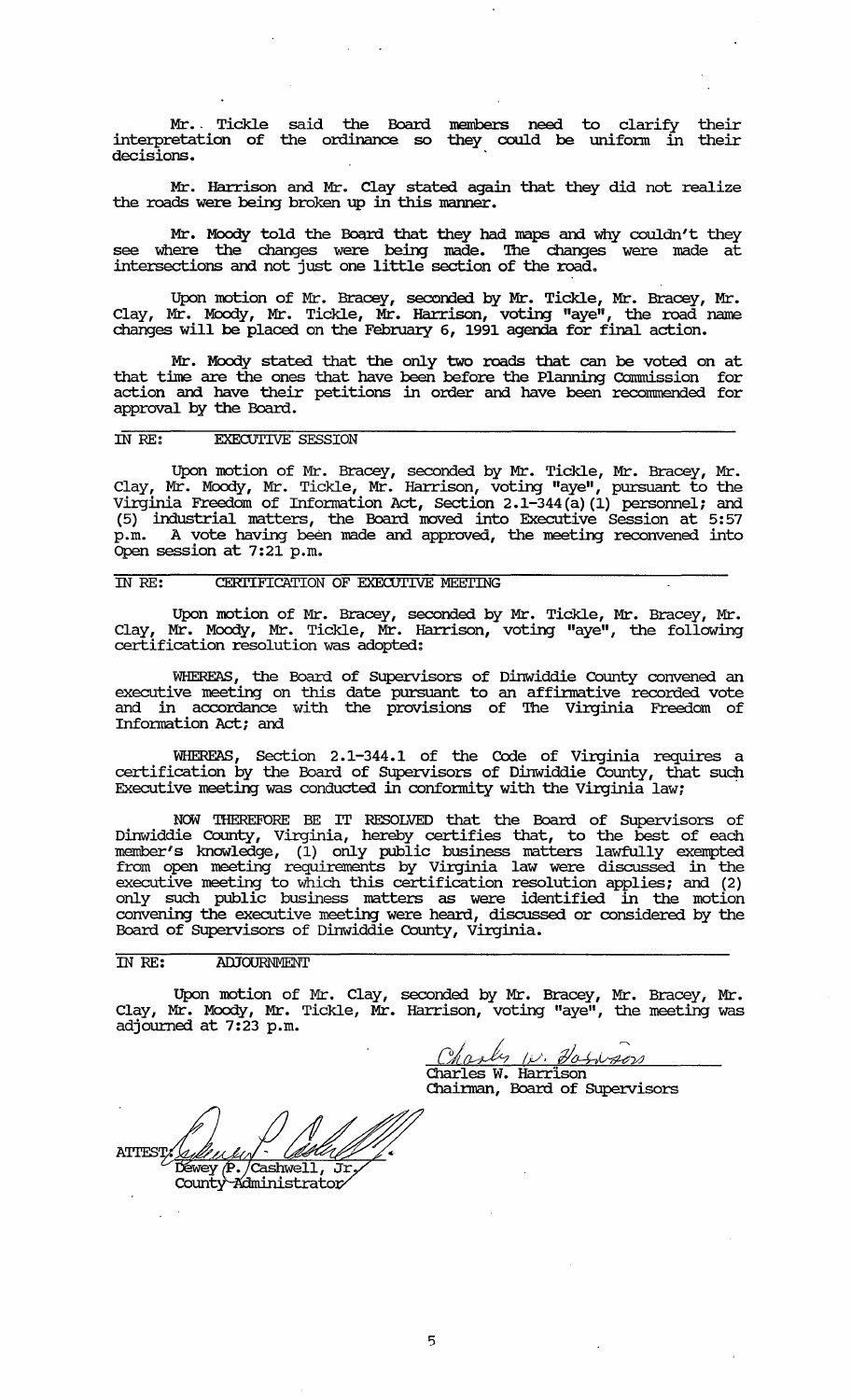Mr. Tickle said the Board members need to clarify their interpretation of the ordinance so they could be uniform in their decisions.

Mr. Harrison and Mr. Clay stated again that they did not realize the roads were being broken up in this manner.

Mr. Moody told the Board that they had maps and why couldn't they see where the changes were being made. The changes were made at intersections and not just one little section of the road.

Upon motion of Mr. Bracey, seconded by Mr. Tickle, Mr. Bracey, Mr. Clay, Mr. Moody, Mr. Tickle, Mr. Harrison, voting "aye", the road name changes will be placed on the February 6, 1991 agenda for final action.

Mr. Moody stated that the only two roads that can be voted on at that time are the ones that have been before the Planning Commission for action and have their petitions in order and have been recommended for approval by the Board.

## IN RE: EXECUTIVE SESSION

Upon motion of Mr. Bracey, seconded by Mr. Tickle, Mr. Bracey, Mr. Clay, Mr. Moody, Mr. Tickle, Mr. Harrison, voting "aye", pursuant to the Virginia Freedom of Information Act, Section 2.1-344(a)(1) personnel; and (5) industrial matters, the Board moved into Executive Session at 5:57 p.m. A vote having been made and approved, the meeting reconvened into Open session at 7:21 p.m.

## IN RE: CERTIFICATION OF EXECUTIVE MEETING

Upon motion of Mr. Bracey, seconded by Mr. Tickle, Mr. Bracey, Mr. Clay, Mr. Moody, Mr. Tickle, Mr. Harrison, voting "aye", the following certification resolution was adopted:

WHEREAS, the Board of Supervisors of Dinwiddie County convened an executive meeting on this date pursuant to an affirmative recorded vote and in accordance with the provisions of The Virginia Freedom of Information Act; and

WHEREAS, Section 2.1-344.1 of the Code of Virginia requires a certification by the Board of Supervisors of Dinwiddie County, that such Executive meeting was conducted in conformity with the Virginia law;

NOW THEREFORE BE IT RESOLVED that the Board of Supervisors of Dinwiddie County, Virginia, hereby certifies that, to the best of each member's knowledge, (1) only public business matters lawfully exempted from open meeting requirements by Virginia law were discussed in the executive meeting to which this certification resolution applies; and (2) only such public business matters as were identified in the motion convening the executive meeting were heard, discussed or considered by the Board of Supervisors of Dinwiddie County, Virginia.

## IN RE: ADJOURNMENT

Upon motion of Mr. Clay, seconded by Mr. Bracey, Mr. Bracey, Mr. Clay, Mr. Moody, Mr. Tickle, Mr. Harrison, voting "aye", the meeting was adjourned at 7:23 p.m.

Charles W. Harrison
Chairman, Board of Supervisors

ATTEST: Dewey P. Cashwell, Jr.
County Administrator